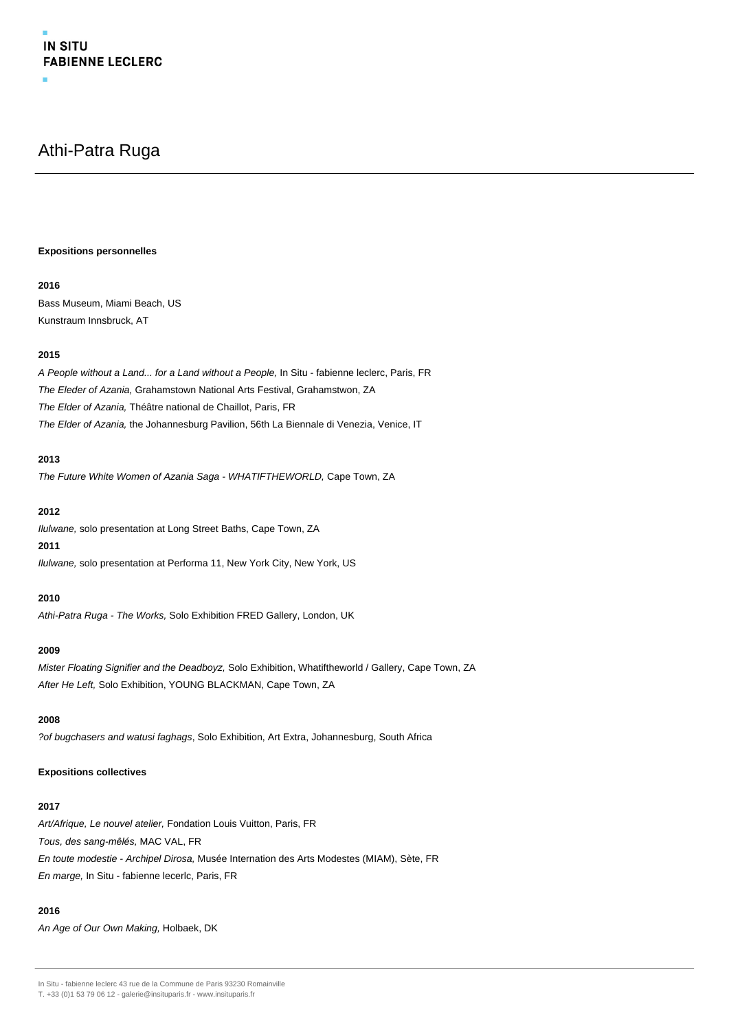# Athi-Patra Ruga

### Expositions personnelles

**2016**

Bass Museum, Miami Beach, US
Kunstraum Innsbruck, AT

**2015**

*A People without a Land... for a Land without a People,* In Situ - fabienne leclerc, Paris, FR
*The Eleder of Azania,* Grahamstown National Arts Festival, Grahamstwon, ZA
*The Elder of Azania,* Théâtre national de Chaillot, Paris, FR
*The Elder of Azania,* the Johannesburg Pavilion, 56th La Biennale di Venezia, Venice, IT

**2013**

*The Future White Women of Azania Saga - WHATIFTHEWORLD,* Cape Town, ZA

**2012**

*Ilulwane,* solo presentation at Long Street Baths, Cape Town, ZA

**2011**

*Ilulwane,* solo presentation at Performa 11, New York City, New York, US

**2010**

*Athi-Patra Ruga - The Works,* Solo Exhibition FRED Gallery, London, UK

**2009**

*Mister Floating Signifier and the Deadboyz,* Solo Exhibition, Whatiftheworld / Gallery, Cape Town, ZA
*After He Left,* Solo Exhibition, YOUNG BLACKMAN, Cape Town, ZA

**2008**

*?of bugchasers and watusi faghags*, Solo Exhibition, Art Extra, Johannesburg, South Africa

### Expositions collectives

**2017**

*Art/Afrique, Le nouvel atelier,* Fondation Louis Vuitton, Paris, FR
*Tous, des sang-mêlés,* MAC VAL, FR
*En toute modestie - Archipel Dirosa,* Musée Internation des Arts Modestes (MIAM), Sète, FR
*En marge,* In Situ - fabienne lecerlc, Paris, FR

**2016**

*An Age of Our Own Making,* Holbaek, DK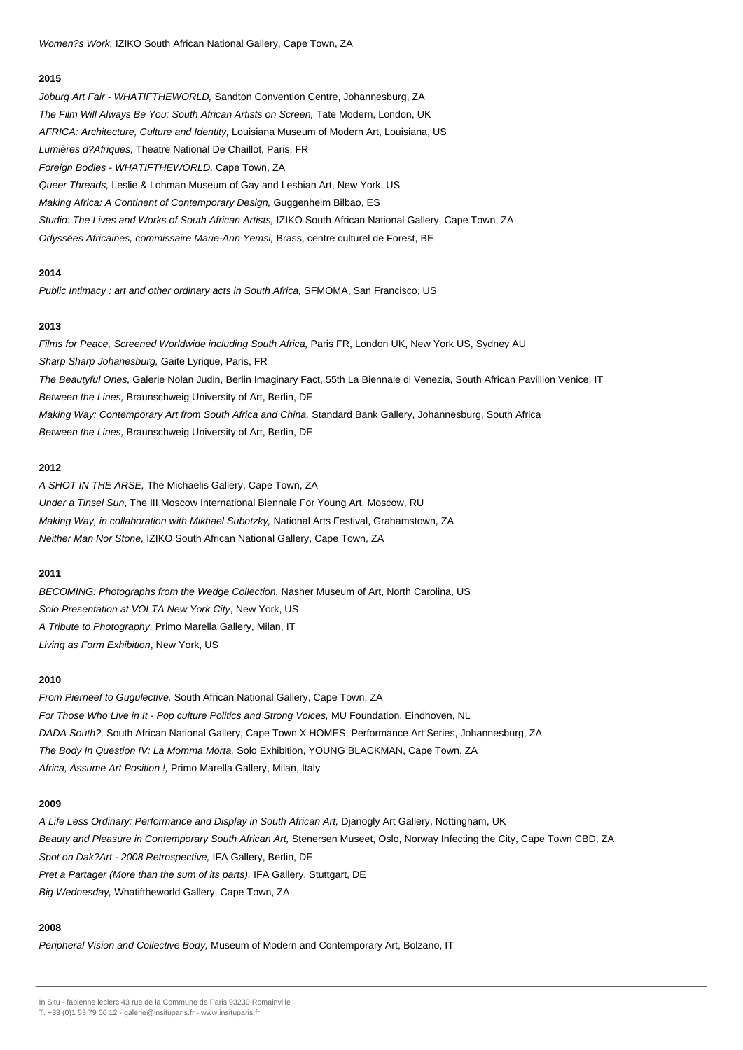*Women?s Work,* IZIKO South African National Gallery, Cape Town, ZA

#### 2015

*Joburg Art Fair - WHATIFTHEWORLD,* Sandton Convention Centre, Johannesburg, ZA
*The Film Will Always Be You: South African Artists on Screen,* Tate Modern, London, UK
*AFRICA: Architecture, Culture and Identity,* Louisiana Museum of Modern Art, Louisiana, US
*Lumières d?Afriques,* Theatre National De Chaillot, Paris, FR
*Foreign Bodies - WHATIFTHEWORLD,* Cape Town, ZA
*Queer Threads,* Leslie & Lohman Museum of Gay and Lesbian Art, New York, US
*Making Africa: A Continent of Contemporary Design,* Guggenheim Bilbao, ES
*Studio: The Lives and Works of South African Artists,* IZIKO South African National Gallery, Cape Town, ZA
*Odyssées Africaines, commissaire Marie-Ann Yemsi,* Brass, centre culturel de Forest, BE

#### 2014

*Public Intimacy : art and other ordinary acts in South Africa,* SFMOMA, San Francisco, US

#### 2013

*Films for Peace, Screened Worldwide including South Africa,* Paris FR, London UK, New York US, Sydney AU
*Sharp Sharp Johanesburg,* Gaite Lyrique, Paris, FR
*The Beautyful Ones,* Galerie Nolan Judin, Berlin Imaginary Fact, 55th La Biennale di Venezia, South African Pavillion Venice, IT
*Between the Lines,* Braunschweig University of Art, Berlin, DE
*Making Way: Contemporary Art from South Africa and China,* Standard Bank Gallery, Johannesburg, South Africa
*Between the Lines,* Braunschweig University of Art, Berlin, DE

#### 2012

*A SHOT IN THE ARSE,* The Michaelis Gallery, Cape Town, ZA
*Under a Tinsel Sun*, The III Moscow International Biennale For Young Art, Moscow, RU
*Making Way, in collaboration with Mikhael Subotzky,* National Arts Festival, Grahamstown, ZA
*Neither Man Nor Stone,* IZIKO South African National Gallery, Cape Town, ZA

#### 2011

*BECOMING: Photographs from the Wedge Collection,* Nasher Museum of Art, North Carolina, US
*Solo Presentation at VOLTA New York City*, New York, US
*A Tribute to Photography,* Primo Marella Gallery, Milan, IT
*Living as Form Exhibition*, New York, US

#### 2010

*From Pierneef to Gugulective,* South African National Gallery, Cape Town, ZA
*For Those Who Live in It - Pop culture Politics and Strong Voices,* MU Foundation, Eindhoven, NL
*DADA South?,* South African National Gallery, Cape Town X HOMES, Performance Art Series, Johannesburg, ZA
*The Body In Question IV: La Momma Morta,* Solo Exhibition, YOUNG BLACKMAN, Cape Town, ZA
*Africa, Assume Art Position !,* Primo Marella Gallery, Milan, Italy

#### 2009

*A Life Less Ordinary; Performance and Display in South African Art,* Djanogly Art Gallery, Nottingham, UK
*Beauty and Pleasure in Contemporary South African Art,* Stenersen Museet, Oslo, Norway Infecting the City, Cape Town CBD, ZA
*Spot on Dak?Art - 2008 Retrospective,* IFA Gallery, Berlin, DE
*Pret a Partager (More than the sum of its parts),* IFA Gallery, Stuttgart, DE
*Big Wednesday,* Whatiftheworld Gallery, Cape Town, ZA

#### 2008

*Peripheral Vision and Collective Body,* Museum of Modern and Contemporary Art, Bolzano, IT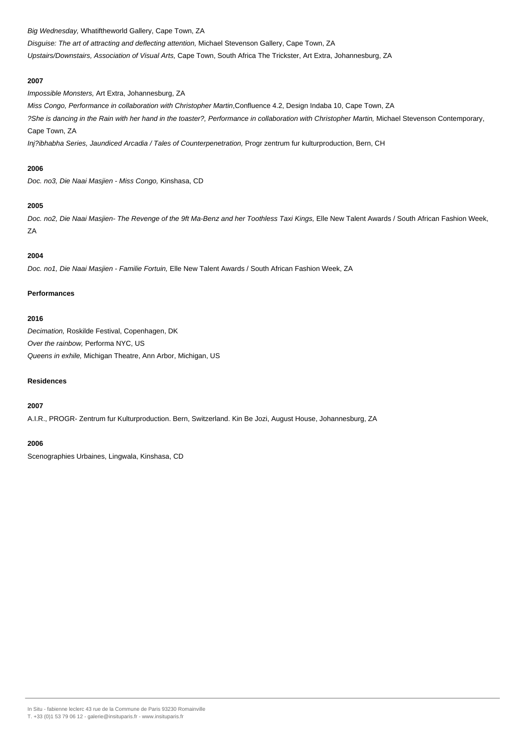*Big Wednesday,* Whatiftheworld Gallery, Cape Town, ZA

*Disguise: The art of attracting and deflecting attention,* Michael Stevenson Gallery, Cape Town, ZA

*Upstairs/Downstairs, Association of Visual Arts,* Cape Town, South Africa The Trickster, Art Extra, Johannesburg, ZA

**2007**

*Impossible Monsters,* Art Extra, Johannesburg, ZA

*Miss Congo, Performance in collaboration with Christopher Martin*,Confluence 4.2, Design Indaba 10, Cape Town, ZA

*?She is dancing in the Rain with her hand in the toaster?, Performance in collaboration with Christopher Martin,* Michael Stevenson Contemporary, Cape Town, ZA

*Inj?ibhabha Series, Jaundiced Arcadia / Tales of Counterpenetration,* Progr zentrum fur kulturproduction, Bern, CH

**2006**

*Doc. no3, Die Naai Masjien - Miss Congo,* Kinshasa, CD

**2005**

*Doc. no2, Die Naai Masjien- The Revenge of the 9ft Ma-Benz and her Toothless Taxi Kings,* Elle New Talent Awards / South African Fashion Week, ZA

**2004**

*Doc. no1, Die Naai Masjien - Familie Fortuin,* Elle New Talent Awards / South African Fashion Week, ZA

**Performances**

**2016**

*Decimation,* Roskilde Festival, Copenhagen, DK

*Over the rainbow,* Performa NYC, US

*Queens in exhile,* Michigan Theatre, Ann Arbor, Michigan, US

**Residences**

**2007**

A.I.R., PROGR- Zentrum fur Kulturproduction. Bern, Switzerland. Kin Be Jozi, August House, Johannesburg, ZA

**2006**

Scenographies Urbaines, Lingwala, Kinshasa, CD